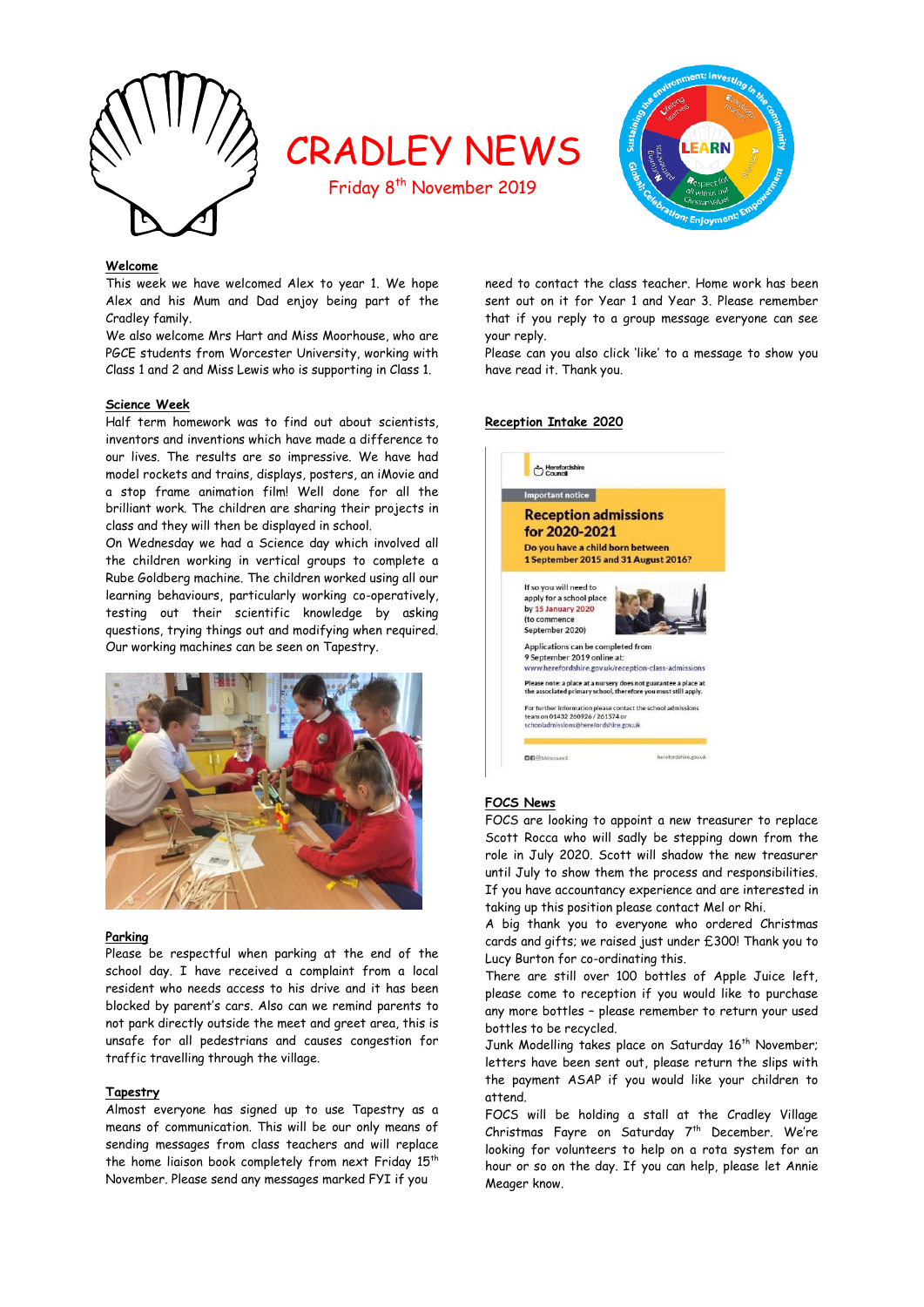# CRADLEY NEWS

Friday 8th November 2019

## Welcome

This week we have welcomed Alex to year 1. We hope Alex and his Mum and Dad enjoy being part of the Cradley family.

We also welcome Mrs Hart and Miss Moorhouse, who are PGCE students from Worcester University, working with Class 1 and 2 and Miss Lewis who is supporting in Class 1.

## Science Week

Half term homework was to find out about scientists, inventors and inventions which have made a difference to our lives. The results are so impressive. We have had model rockets and trains, displays, posters, an iMovie and a stop frame animation film! Well done for all the brilliant work. The children are sharing their projects in class and they will then be displayed in school.

On Wednesday we had a Science day which involved all the children working in vertical groups to complete a Rube Goldberg machine. The children worked using all our learning behaviours, particularly working co-operatively, testing out their scientific knowledge by asking questions, trying things out and modifying when required. Our working machines can be seen on Tapestry.

## Parking

Please be respectful when parking at the end of the school day. I have received a complaint from a local resident who needs access to his drive and it has been blocked by parent's cars. Also can we remind parents to not park directly outside the meet and greet area, this is unsafe for all pedestrians and causes congestion for traffic travelling through the village.

## Tapestry

Almost everyone has signed up to use Tapestry as a means of communication. This will be our only means of sending messages from class teachers and will replace the home liaison book completely from next Friday 15th November. Please send any messages marked FYI if you need to contact the class teacher. Home work has been sent out on it for Year 1 and Year 3. Please remember that if you reply to a group message everyone can see your reply.

Please can you also click 'like' to a message to show you have read it. Thank you.

## Reception Intake 2020

Herefordshire Council

Important notice

**Reception admissions for 2020-2021**

**Do you have a child born between 1 September 2015 and 31 August 2016?**

If so you will need to apply for a school place by 15 January 2020 (to commence September 2020)

Applications can be completed from 9 September 2019 online at: www.herefordshire.gov.uk/reception-class-admissions

Please note: a place at a nursery does not guarantee a place at the associated primary school, therefore you must still apply.

For further information please contact the school admissions team on 01432 260926 / 261574 or schooladmissions@herefordshire.gov.uk

herefordshire.gov.uk

## FOCS News

FOCS are looking to appoint a new treasurer to replace Scott Rocca who will sadly be stepping down from the role in July 2020. Scott will shadow the new treasurer until July to show them the process and responsibilities. If you have accountancy experience and are interested in taking up this position please contact Mel or Rhi.

A big thank you to everyone who ordered Christmas cards and gifts; we raised just under £300! Thank you to Lucy Burton for co-ordinating this.

There are still over 100 bottles of Apple Juice left, please come to reception if you would like to purchase any more bottles – please remember to return your used bottles to be recycled.

Junk Modelling takes place on Saturday 16th November; letters have been sent out, please return the slips with the payment ASAP if you would like your children to attend.

FOCS will be holding a stall at the Cradley Village Christmas Fayre on Saturday 7th December. We're looking for volunteers to help on a rota system for an hour or so on the day. If you can help, please let Annie Meager know.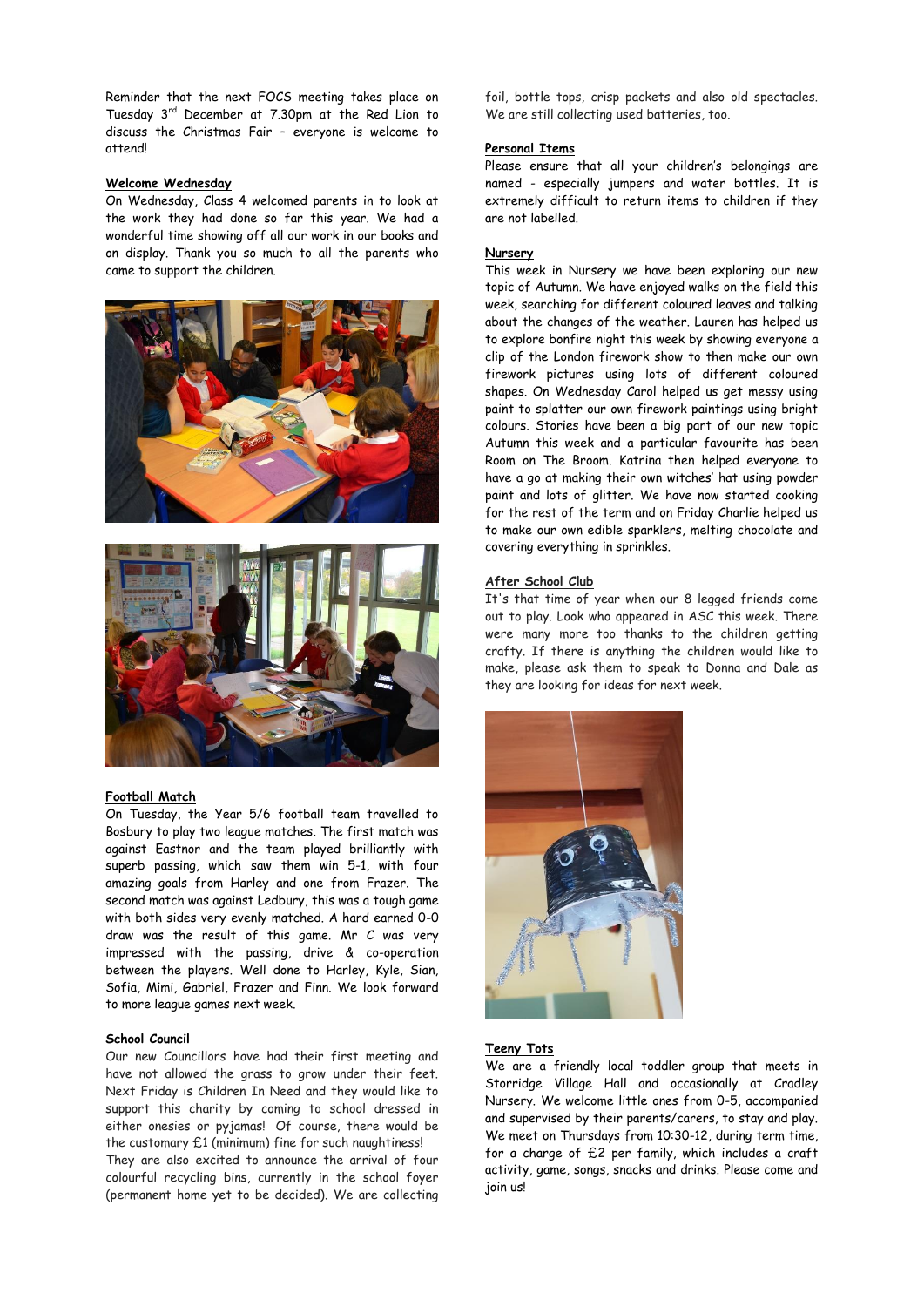Reminder that the next FOCS meeting takes place on Tuesday 3rd December at 7.30pm at the Red Lion to discuss the Christmas Fair – everyone is welcome to attend!

**Welcome Wednesday**

On Wednesday, Class 4 welcomed parents in to look at the work they had done so far this year. We had a wonderful time showing off all our work in our books and on display. Thank you so much to all the parents who came to support the children.

**Football Match**

On Tuesday, the Year 5/6 football team travelled to Bosbury to play two league matches. The first match was against Eastnor and the team played brilliantly with superb passing, which saw them win 5-1, with four amazing goals from Harley and one from Frazer. The second match was against Ledbury, this was a tough game with both sides very evenly matched. A hard earned 0-0 draw was the result of this game. Mr C was very impressed with the passing, drive & co-operation between the players. Well done to Harley, Kyle, Sian, Sofia, Mimi, Gabriel, Frazer and Finn. We look forward to more league games next week.

**School Council**

Our new Councillors have had their first meeting and have not allowed the grass to grow under their feet. Next Friday is Children In Need and they would like to support this charity by coming to school dressed in either onesies or pyjamas! Of course, there would be the customary £1 (minimum) fine for such naughtiness!

They are also excited to announce the arrival of four colourful recycling bins, currently in the school foyer (permanent home yet to be decided). We are collecting foil, bottle tops, crisp packets and also old spectacles. We are still collecting used batteries, too.

**Personal Items**

Please ensure that all your children's belongings are named - especially jumpers and water bottles. It is extremely difficult to return items to children if they are not labelled.

**Nursery**

This week in Nursery we have been exploring our new topic of Autumn. We have enjoyed walks on the field this week, searching for different coloured leaves and talking about the changes of the weather. Lauren has helped us to explore bonfire night this week by showing everyone a clip of the London firework show to then make our own firework pictures using lots of different coloured shapes. On Wednesday Carol helped us get messy using paint to splatter our own firework paintings using bright colours. Stories have been a big part of our new topic Autumn this week and a particular favourite has been Room on The Broom. Katrina then helped everyone to have a go at making their own witches' hat using powder paint and lots of glitter. We have now started cooking for the rest of the term and on Friday Charlie helped us to make our own edible sparklers, melting chocolate and covering everything in sprinkles.

**After School Club**

It's that time of year when our 8 legged friends come out to play. Look who appeared in ASC this week. There were many more too thanks to the children getting crafty. If there is anything the children would like to make, please ask them to speak to Donna and Dale as they are looking for ideas for next week.

**Teeny Tots**

We are a friendly local toddler group that meets in Storridge Village Hall and occasionally at Cradley Nursery. We welcome little ones from 0-5, accompanied and supervised by their parents/carers, to stay and play. We meet on Thursdays from 10:30-12, during term time, for a charge of £2 per family, which includes a craft activity, game, songs, snacks and drinks. Please come and join us!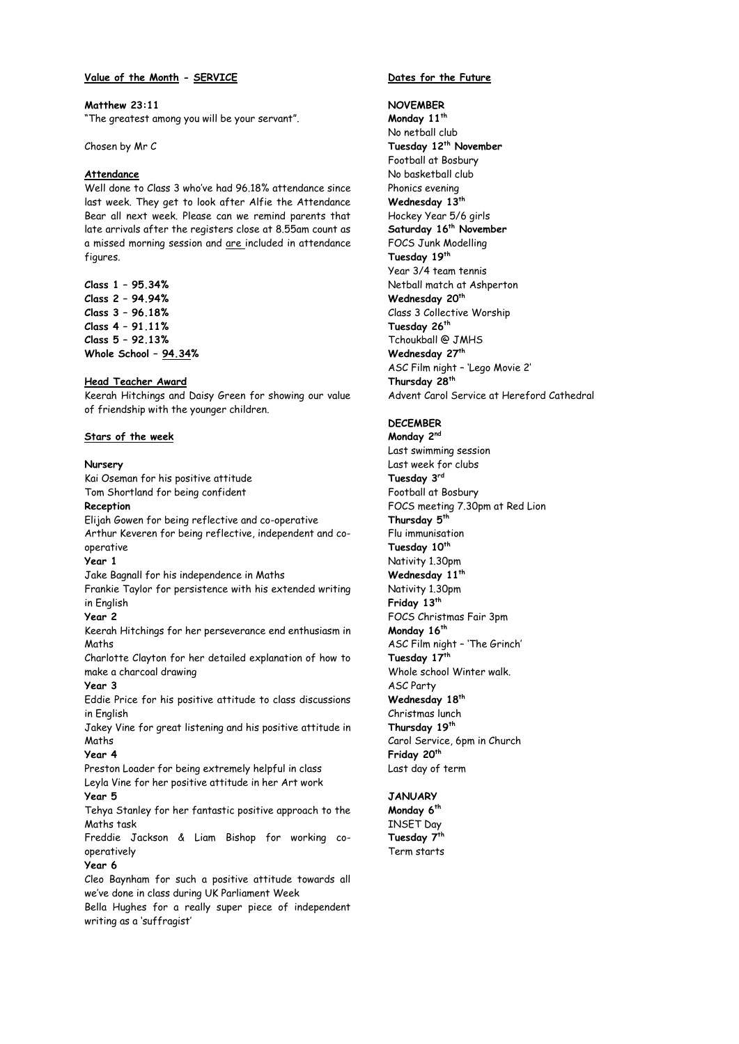**Value of the Month - SERVICE**

**Matthew 23:11**
"The greatest among you will be your servant".

Chosen by Mr C

**Attendance**

Well done to Class 3 who've had 96.18% attendance since last week. They get to look after Alfie the Attendance Bear all next week. Please can we remind parents that late arrivals after the registers close at 8.55am count as a missed morning session and are included in attendance figures.

**Class 1 – 95.34%**
**Class 2 – 94.94%**
**Class 3 – 96.18%**
**Class 4 – 91.11%**
**Class 5 – 92.13%**
**Whole School – 94.34%**

**Head Teacher Award**

Keerah Hitchings and Daisy Green for showing our value of friendship with the younger children.

**Stars of the week**

**Nursery**
Kai Oseman for his positive attitude
Tom Shortland for being confident

**Reception**
Elijah Gowen for being reflective and co-operative
Arthur Keveren for being reflective, independent and co-operative

**Year 1**
Jake Bagnall for his independence in Maths
Frankie Taylor for persistence with his extended writing in English

**Year 2**
Keerah Hitchings for her perseverance end enthusiasm in Maths
Charlotte Clayton for her detailed explanation of how to make a charcoal drawing

**Year 3**
Eddie Price for his positive attitude to class discussions in English
Jakey Vine for great listening and his positive attitude in Maths

**Year 4**
Preston Loader for being extremely helpful in class
Leyla Vine for her positive attitude in her Art work

**Year 5**
Tehya Stanley for her fantastic positive approach to the Maths task
Freddie Jackson & Liam Bishop for working co-operatively

**Year 6**
Cleo Baynham for such a positive attitude towards all we've done in class during UK Parliament Week
Bella Hughes for a really super piece of independent writing as a 'suffragist'

**Dates for the Future**

**NOVEMBER**

**Monday 11th**
No netball club

**Tuesday 12th November**
Football at Bosbury
No basketball club
Phonics evening

**Wednesday 13th**
Hockey Year 5/6 girls

**Saturday 16th November**
FOCS Junk Modelling

**Tuesday 19th**
Year 3/4 team tennis
Netball match at Ashperton

**Wednesday 20th**
Class 3 Collective Worship

**Tuesday 26th**
Tchoukball @ JMHS

**Wednesday 27th**
ASC Film night – 'Lego Movie 2'

**Thursday 28th**
Advent Carol Service at Hereford Cathedral

**DECEMBER**

**Monday 2nd**
Last swimming session
Last week for clubs

**Tuesday 3rd**
Football at Bosbury
FOCS meeting 7.30pm at Red Lion

**Thursday 5th**
Flu immunisation

**Tuesday 10th**
Nativity 1.30pm

**Wednesday 11th**
Nativity 1.30pm

**Friday 13th**
FOCS Christmas Fair 3pm

**Monday 16th**
ASC Film night – 'The Grinch'

**Tuesday 17th**
Whole school Winter walk.
ASC Party

**Wednesday 18th**
Christmas lunch

**Thursday 19th**
Carol Service, 6pm in Church

**Friday 20th**
Last day of term

**JANUARY**

**Monday 6th**
INSET Day

**Tuesday 7th**
Term starts